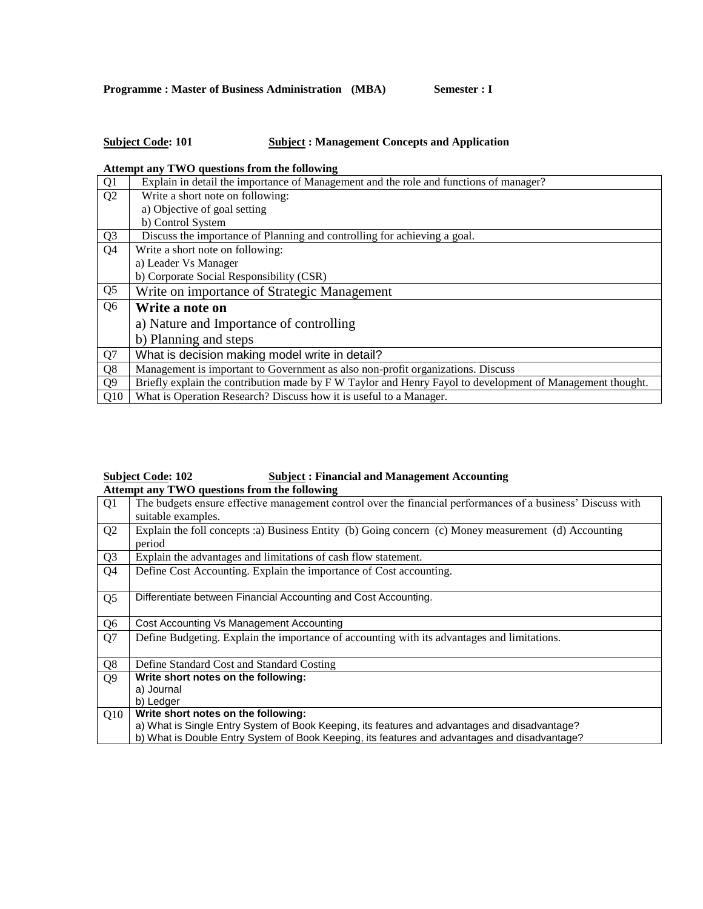**Programme : Master of Business Administration (MBA) Semester : I**

**<u>Subject Code</u>: 101 <u>Subject</u> : Management Concepts and Application**

**Attempt any TWO questions from the following**

| | |
|---|---|
| Q1 | Explain in detail the importance of Management and the role and functions of manager? |
| Q2 | Write a short note on following:<br>a) Objective of goal setting<br>b) Control System |
| Q3 | Discuss the importance of Planning and controlling for achieving a goal. |
| Q4 | Write a short note on following:<br>a) Leader Vs Manager<br>b) Corporate Social Responsibility (CSR) |
| Q5 | Write on importance of Strategic Management |
| Q6 | **Write a note on**<br>a) Nature and Importance of controlling<br>b) Planning and steps |
| Q7 | What is decision making model write in detail? |
| Q8 | Management is important to Government as also non-profit organizations. Discuss |
| Q9 | Briefly explain the contribution made by F W Taylor and Henry Fayol to development of Management thought. |
| Q10 | What is Operation Research? Discuss how it is useful to a Manager. |

**<u>Subject Code</u>: 102 <u>Subject</u> : Financial and Management Accounting**

**Attempt any TWO questions from the following**

| | |
|---|---|
| Q1 | The budgets ensure effective management control over the financial performances of a business' Discuss with suitable examples. |
| Q2 | Explain the foll concepts :a) Business Entity (b) Going concern (c) Money measurement (d) Accounting period |
| Q3 | Explain the advantages and limitations of cash flow statement. |
| Q4 | Define Cost Accounting. Explain the importance of Cost accounting. |
| Q5 | Differentiate between Financial Accounting and Cost Accounting. |
| Q6 | Cost Accounting Vs Management Accounting |
| Q7 | Define Budgeting. Explain the importance of accounting with its advantages and limitations. |
| Q8 | Define Standard Cost and Standard Costing |
| Q9 | **Write short notes on the following:**<br>a) Journal<br>b) Ledger |
| Q10 | **Write short notes on the following:**<br>a) What is Single Entry System of Book Keeping, its features and advantages and disadvantage?<br>b) What is Double Entry System of Book Keeping, its features and advantages and disadvantage? |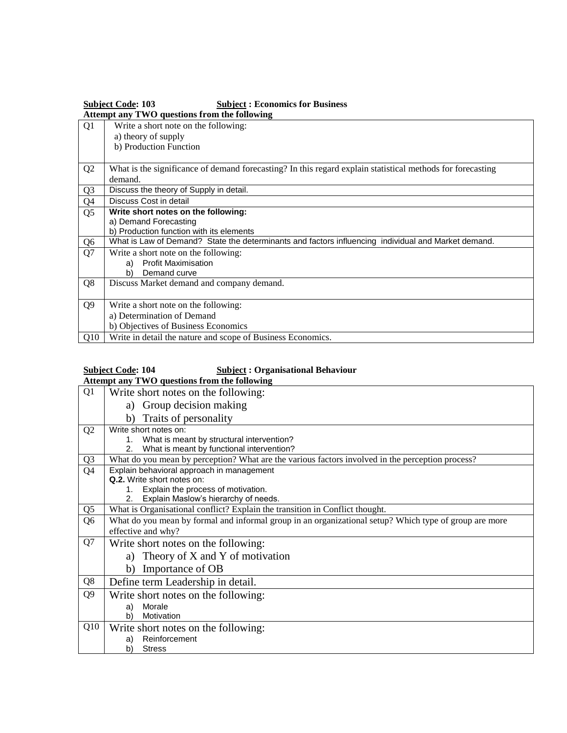**Subject Code: 103** **Subject : Economics for Business**

**Attempt any TWO questions from the following**

| | |
|---|---|
| Q1 | Write a short note on the following:<br>a) theory of supply<br>b) Production Function |
| Q2 | What is the significance of demand forecasting? In this regard explain statistical methods for forecasting demand. |
| Q3 | Discuss the theory of Supply in detail. |
| Q4 | Discuss Cost in detail |
| Q5 | **Write short notes on the following:**<br>a) Demand Forecasting<br>b) Production function with its elements |
| Q6 | What is Law of Demand? State the determinants and factors influencing individual and Market demand. |
| Q7 | Write a short note on the following:<br>a) Profit Maximisation<br>b) Demand curve |
| Q8 | Discuss Market demand and company demand. |
| Q9 | Write a short note on the following:<br>a) Determination of Demand<br>b) Objectives of Business Economics |
| Q10 | Write in detail the nature and scope of Business Economics. |

**Subject Code: 104** **Subject : Organisational Behaviour**

**Attempt any TWO questions from the following**

| | |
|---|---|
| Q1 | Write short notes on the following:<br>a) Group decision making<br>b) Traits of personality |
| Q2 | Write short notes on:<br>1. What is meant by structural intervention?<br>2. What is meant by functional intervention? |
| Q3 | What do you mean by perception? What are the various factors involved in the perception process? |
| Q4 | Explain behavioral approach in management<br>**Q.2.** Write short notes on:<br>1. Explain the process of motivation.<br>2. Explain Maslow's hierarchy of needs. |
| Q5 | What is Organisational conflict? Explain the transition in Conflict thought. |
| Q6 | What do you mean by formal and informal group in an organizational setup? Which type of group are more effective and why? |
| Q7 | Write short notes on the following:<br>a) Theory of X and Y of motivation<br>b) Importance of OB |
| Q8 | Define term Leadership in detail. |
| Q9 | Write short notes on the following:<br>a) Morale<br>b) Motivation |
| Q10 | Write short notes on the following:<br>a) Reinforcement<br>b) Stress |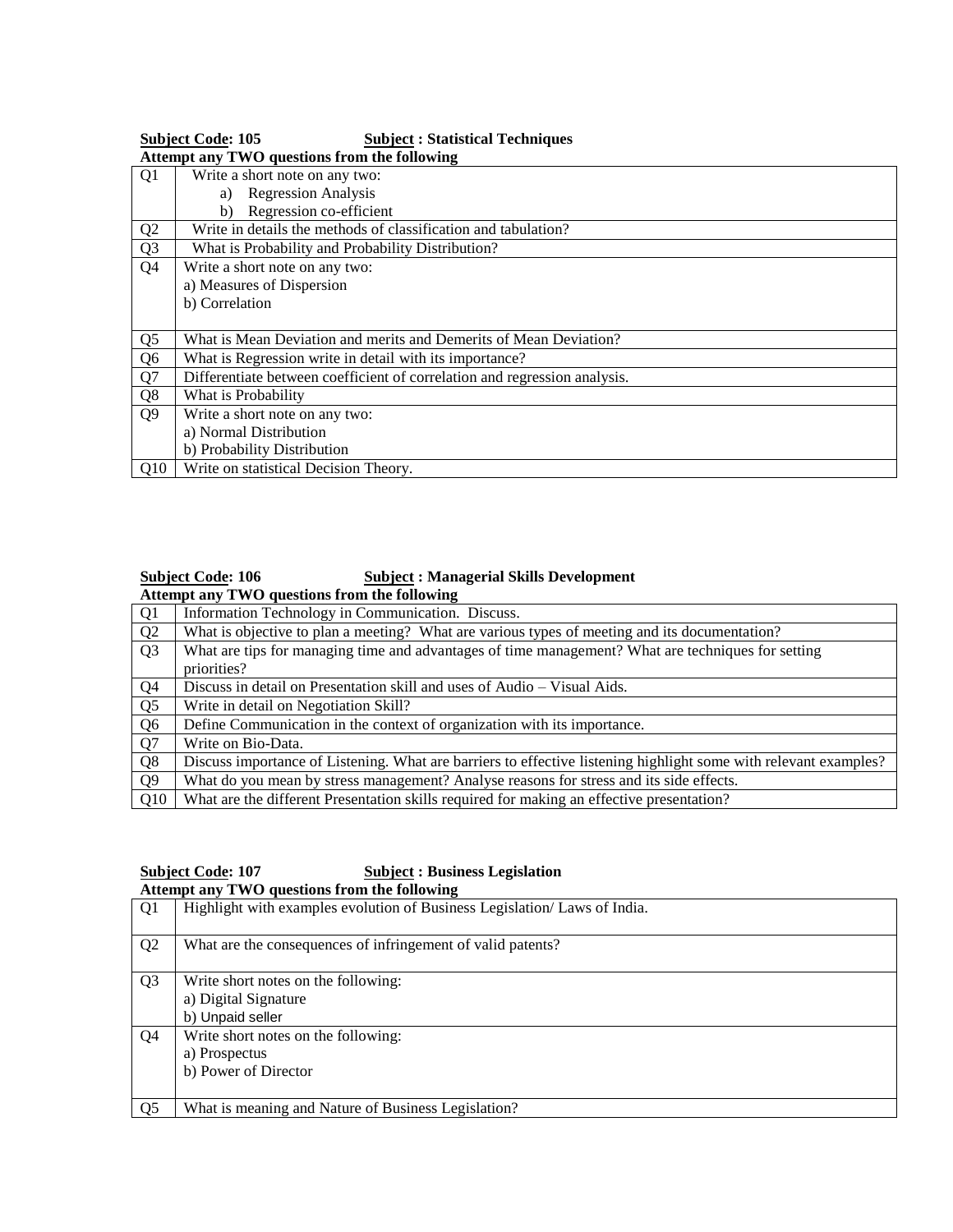**Subject Code: 105** **Subject : Statistical Techniques**

**Attempt any TWO questions from the following**

| | |
|---|---|
| Q1 | Write a short note on any two:<br>a) Regression Analysis<br>b) Regression co-efficient |
| Q2 | Write in details the methods of classification and tabulation? |
| Q3 | What is Probability and Probability Distribution? |
| Q4 | Write a short note on any two:<br>a) Measures of Dispersion<br>b) Correlation |
| Q5 | What is Mean Deviation and merits and Demerits of Mean Deviation? |
| Q6 | What is Regression write in detail with its importance? |
| Q7 | Differentiate between coefficient of correlation and regression analysis. |
| Q8 | What is Probability |
| Q9 | Write a short note on any two:<br>a) Normal Distribution<br>b) Probability Distribution |
| Q10 | Write on statistical Decision Theory. |

**Subject Code: 106** **Subject : Managerial Skills Development**

**Attempt any TWO questions from the following**

| | |
|---|---|
| Q1 | Information Technology in Communication. Discuss. |
| Q2 | What is objective to plan a meeting? What are various types of meeting and its documentation? |
| Q3 | What are tips for managing time and advantages of time management? What are techniques for setting priorities? |
| Q4 | Discuss in detail on Presentation skill and uses of Audio – Visual Aids. |
| Q5 | Write in detail on Negotiation Skill? |
| Q6 | Define Communication in the context of organization with its importance. |
| Q7 | Write on Bio-Data. |
| Q8 | Discuss importance of Listening. What are barriers to effective listening highlight some with relevant examples? |
| Q9 | What do you mean by stress management? Analyse reasons for stress and its side effects. |
| Q10 | What are the different Presentation skills required for making an effective presentation? |

**Subject Code: 107** **Subject : Business Legislation**

**Attempt any TWO questions from the following**

| | |
|---|---|
| Q1 | Highlight with examples evolution of Business Legislation/ Laws of India. |
| Q2 | What are the consequences of infringement of valid patents? |
| Q3 | Write short notes on the following:<br>a) Digital Signature<br>b) Unpaid seller |
| Q4 | Write short notes on the following:<br>a) Prospectus<br>b) Power of Director |
| Q5 | What is meaning and Nature of Business Legislation? |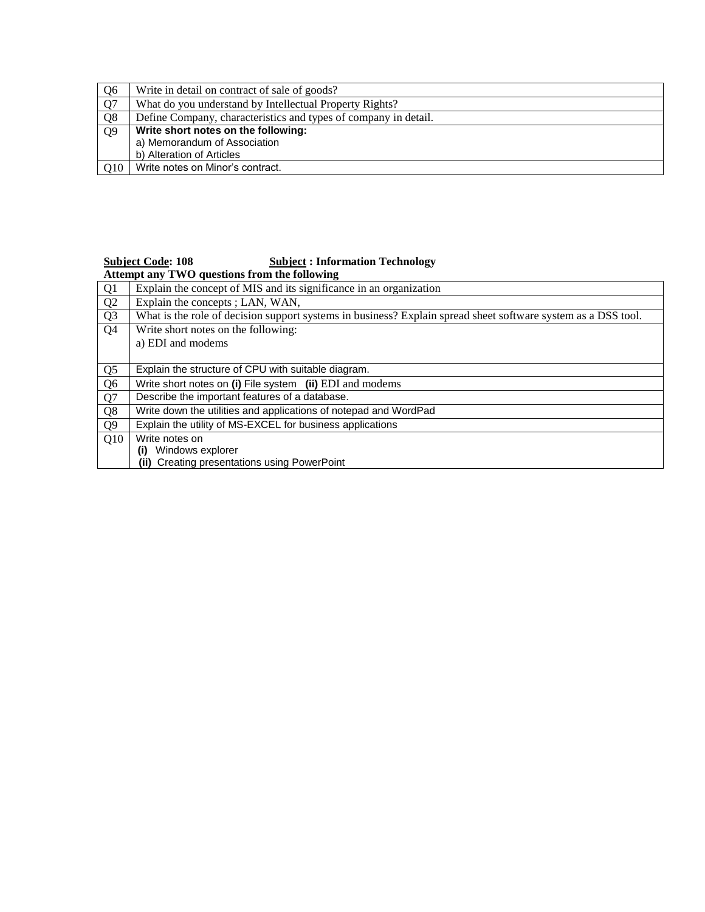| | |
|---|---|
| Q6 | Write in detail on contract of sale of goods? |
| Q7 | What do you understand by Intellectual Property Rights? |
| Q8 | Define Company, characteristics and types of company in detail. |
| Q9 | **Write short notes on the following:**<br>a) Memorandum of Association<br>b) Alteration of Articles |
| Q10 | Write notes on Minor's contract. |

**Subject Code: 108** **Subject : Information Technology**

**Attempt any TWO questions from the following**

| | |
|---|---|
| Q1 | Explain the concept of MIS and its significance in an organization |
| Q2 | Explain the concepts ; LAN, WAN, |
| Q3 | What is the role of decision support systems in business? Explain spread sheet software system as a DSS tool. |
| Q4 | Write short notes on the following:<br>a) EDI and modems |
| Q5 | Explain the structure of CPU with suitable diagram. |
| Q6 | Write short notes on **(i)** File system **(ii)** EDI and modems |
| Q7 | Describe the important features of a database. |
| Q8 | Write down the utilities and applications of notepad and WordPad |
| Q9 | Explain the utility of MS-EXCEL for business applications |
| Q10 | Write notes on<br>**(i)** Windows explorer<br>**(ii)** Creating presentations using PowerPoint |